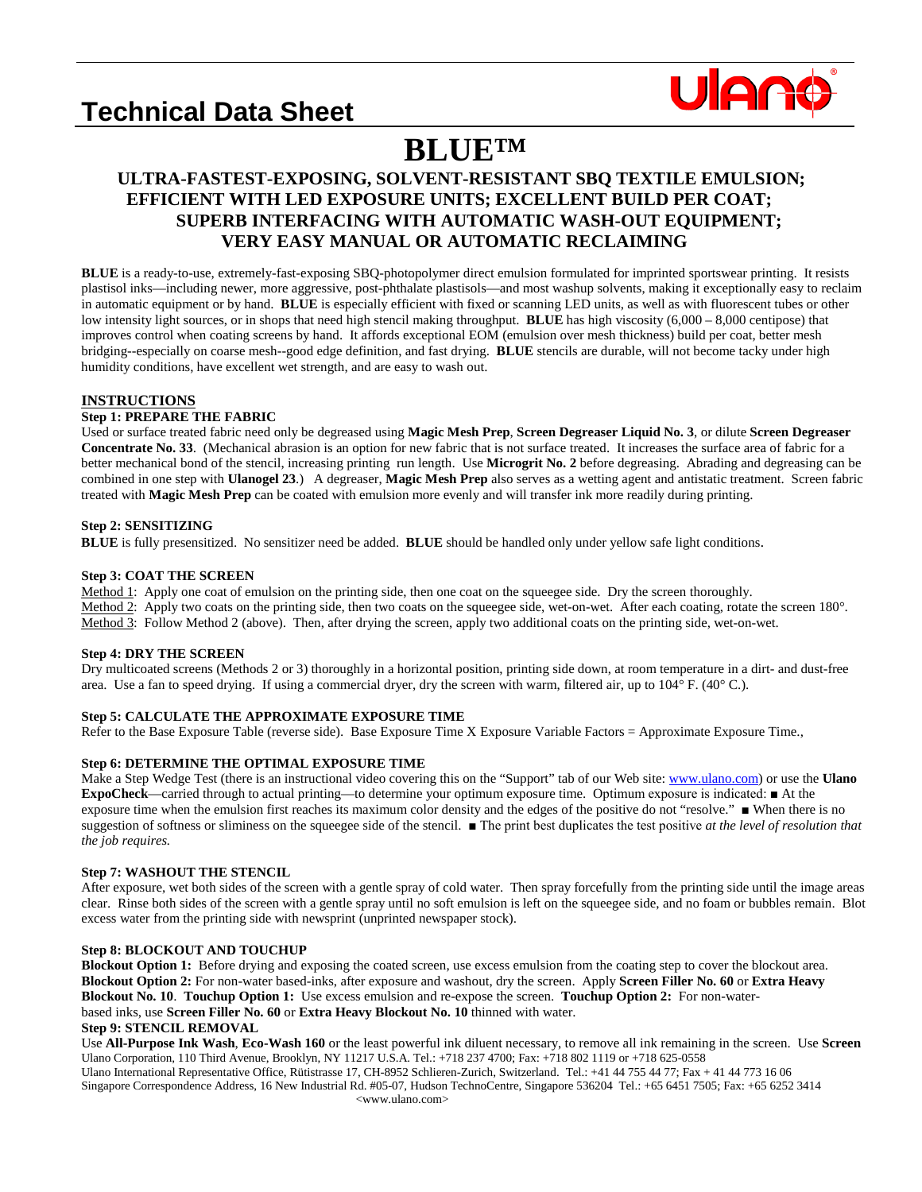# Technical Data Sheet

# BLUE™

## ULTRA-FASTEST-EXPOSING, SOLVENT-RESISTANT SBQ TEXTILE EMULSION; EFFICIENT WITH LED EXPOSURE UNITS; EXCELLENT BUILD PER COAT; SUPERB INTERFACING WITH AUTOMATIC WASH-OUT EQUIPMENT; VERY EASY MANUAL OR AUTOMATIC RECLAIMING

**BLUE** is a ready-to-use, extremely-fast-exposing SBQ-photopolymer direct emulsion formulated for imprinted sportswear printing. It resists plastisol inks—including newer, more aggressive, post-phthalate plastisols—and most washup solvents, making it exceptionally easy to reclaim in automatic equipment or by hand. **BLUE** is especially efficient with fixed or scanning LED units, as well as with fluorescent tubes or other low intensity light sources, or in shops that need high stencil making throughput. **BLUE** has high viscosity (6,000 – 8,000 centipose) that improves control when coating screens by hand. It affords exceptional EOM (emulsion over mesh thickness) build per coat, better mesh bridging--especially on coarse mesh--good edge definition, and fast drying. **BLUE** stencils are durable, will not become tacky under high humidity conditions, have excellent wet strength, and are easy to wash out.

## INSTRUCTIONS

### Step 1: PREPARE THE FABRIC

Used or surface treated fabric need only be degreased using **Magic Mesh Prep**, **Screen Degreaser Liquid No. 3**, or dilute **Screen Degreaser Concentrate No. 33**. (Mechanical abrasion is an option for new fabric that is not surface treated. It increases the surface area of fabric for a better mechanical bond of the stencil, increasing printing run length. Use **Microgrit No. 2** before degreasing. Abrading and degreasing can be combined in one step with **Ulanogel 23**.) A degreaser, **Magic Mesh Prep** also serves as a wetting agent and antistatic treatment. Screen fabric treated with **Magic Mesh Prep** can be coated with emulsion more evenly and will transfer ink more readily during printing.

### Step 2: SENSITIZING

**BLUE** is fully presensitized. No sensitizer need be added. **BLUE** should be handled only under yellow safe light conditions.

### Step 3: COAT THE SCREEN

Method 1: Apply one coat of emulsion on the printing side, then one coat on the squeegee side. Dry the screen thoroughly.
Method 2: Apply two coats on the printing side, then two coats on the squeegee side, wet-on-wet. After each coating, rotate the screen 180°.
Method 3: Follow Method 2 (above). Then, after drying the screen, apply two additional coats on the printing side, wet-on-wet.

### Step 4: DRY THE SCREEN

Dry multicoated screens (Methods 2 or 3) thoroughly in a horizontal position, printing side down, at room temperature in a dirt- and dust-free area. Use a fan to speed drying. If using a commercial dryer, dry the screen with warm, filtered air, up to 104° F. (40° C.).

### Step 5: CALCULATE THE APPROXIMATE EXPOSURE TIME

Refer to the Base Exposure Table (reverse side). Base Exposure Time X Exposure Variable Factors = Approximate Exposure Time.,

### Step 6: DETERMINE THE OPTIMAL EXPOSURE TIME

Make a Step Wedge Test (there is an instructional video covering this on the "Support" tab of our Web site: www.ulano.com) or use the **Ulano ExpoCheck**—carried through to actual printing—to determine your optimum exposure time. Optimum exposure is indicated: ■ At the exposure time when the emulsion first reaches its maximum color density and the edges of the positive do not "resolve." ■ When there is no suggestion of softness or sliminess on the squeegee side of the stencil. ■ The print best duplicates the test positive *at the level of resolution that the job requires.*

### Step 7: WASHOUT THE STENCIL

After exposure, wet both sides of the screen with a gentle spray of cold water. Then spray forcefully from the printing side until the image areas clear. Rinse both sides of the screen with a gentle spray until no soft emulsion is left on the squeegee side, and no foam or bubbles remain. Blot excess water from the printing side with newsprint (unprinted newspaper stock).

### Step 8: BLOCKOUT AND TOUCHUP

**Blockout Option 1:** Before drying and exposing the coated screen, use excess emulsion from the coating step to cover the blockout area. **Blockout Option 2:** For non-water based-inks, after exposure and washout, dry the screen. Apply **Screen Filler No. 60** or **Extra Heavy Blockout No. 10**. **Touchup Option 1:** Use excess emulsion and re-expose the screen. **Touchup Option 2:** For non-water-based inks, use **Screen Filler No. 60** or **Extra Heavy Blockout No. 10** thinned with water.

### Step 9: STENCIL REMOVAL

Use **All-Purpose Ink Wash**, **Eco-Wash 160** or the least powerful ink diluent necessary, to remove all ink remaining in the screen. Use **Screen**

Ulano Corporation, 110 Third Avenue, Brooklyn, NY 11217 U.S.A. Tel.: +718 237 4700; Fax: +718 802 1119 or +718 625-0558
Ulano International Representative Office, Rütistrasse 17, CH-8952 Schlieren-Zurich, Switzerland. Tel.: +41 44 755 44 77; Fax + 41 44 773 16 06
Singapore Correspondence Address, 16 New Industrial Rd. #05-07, Hudson TechnoCentre, Singapore 536204 Tel.: +65 6451 7505; Fax: +65 6252 3414
<www.ulano.com>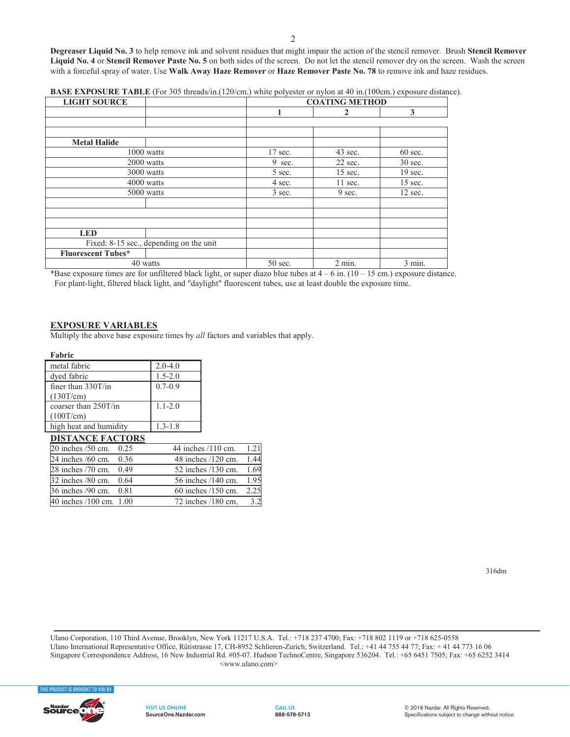**Degreaser Liquid No. 3** to help remove ink and solvent residues that might impair the action of the stencil remover. Brush **Stencil Remover Liquid No. 4** or **Stencil Remover Paste No. 5** on both sides of the screen. Do not let the stencil remover dry on the screen. Wash the screen with a forceful spray of water. Use **Walk Away Haze Remover** or **Haze Remover Paste No. 78** to remove ink and haze residues.

**BASE EXPOSURE TABLE** (For 305 threads/in.(120/cm.) white polyester or nylon at 40 in.(100cm.) exposure distance).

| LIGHT SOURCE | | COATING METHOD | | |
|---|---|---|---|---|
| | | 1 | 2 | 3 |
| | | | | |
| | | | | |
| **Metal Halide** | | | | |
| 1000 watts | | 17 sec. | 43 sec. | 60 sec. |
| 2000 watts | | 9 sec. | 22 sec. | 30 sec. |
| 3000 watts | | 5 sec. | 15 sec. | 19 sec. |
| 4000 watts | | 4 sec. | 11 sec. | 15 sec. |
| 5000 watts | | 3 sec. | 9 sec. | 12 sec. |
| | | | | |
| | | | | |
| | | | | |
| **LED** | | | | |
| Fixed: 8-15 sec., depending on the unit | | | | |
| **Fluorescent Tubes*** | | | | |
| 40 watts | | 50 sec. | 2 min. | 3 min. |

*Base exposure times are for unfiltered black light, or super diazo blue tubes at 4 – 6 in. (10 – 15 cm.) exposure distance. For plant-light, filtered black light, and "daylight" fluorescent tubes, use at least double the exposure time.

## EXPOSURE VARIABLES

Multiply the above base exposure times by *all* factors and variables that apply.

**Fabric**

| | |
|---|---|
| metal fabric | 2.0-4.0 |
| dyed fabric | 1.5-2.0 |
| finer than 330T/in (130T/cm) | 0.7-0.9 |
| coarser than 250T/in (100T/cm) | 1.1-2.0 |
| high heat and humidity | 1.3-1.8 |

## DISTANCE FACTORS

| | | | |
|---|---|---|---|
| 20 inches /50 cm. | 0.25 | 44 inches /110 cm. | 1.21 |
| 24 inches /60 cm. | 0.36 | 48 inches /120 cm. | 1.44 |
| 28 inches /70 cm. | 0.49 | 52 inches /130 cm. | 1.69 |
| 32 inches /80 cm. | 0.64 | 56 inches /140 cm. | 1.95 |
| 36 inches /90 cm. | 0.81 | 60 inches /150 cm. | 2.25 |
| 40 inches /100 cm. | 1.00 | 72 inches /180 cm. | 3.2 |

316dm

Ulano Corporation, 110 Third Avenue, Brooklyn, New York 11217 U.S.A. Tel.: +718 237 4700; Fax: +718 802 1119 or +718 625-0558
Ulano International Representative Office, Rütistrasse 17, CH-8952 Schlieren-Zurich, Switzerland. Tel.: +41 44 755 44 77; Fax: + 41 44 773 16 06
Singapore Correspondence Address, 16 New Industrial Rd. #05-07. Hudson TechnoCentre, Singapore 536204. Tel.: +65 6451 7505; Fax: +65 6252 3414
<www.ulano.com>

THIS PRODUCT IS BROUGHT TO YOU BY

VISIT US ONLINE
SourceOne.Nazdar.com

CALL US
888-578-5713

© 2016 Nazdar. All Rights Reserved.
Specifications subject to change without notice.